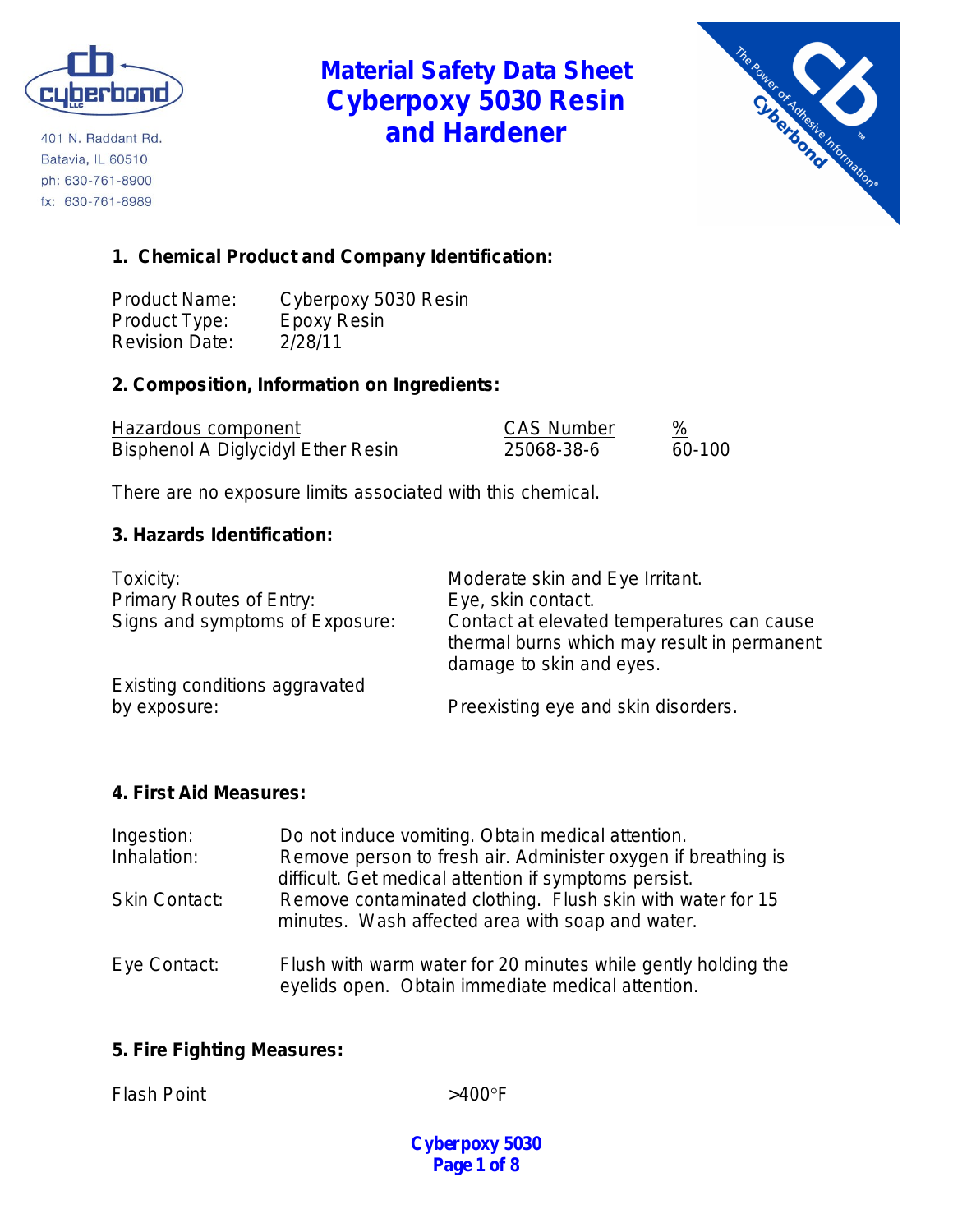cyberbond LLC

401 N. Raddant Rd.
Batavia, IL 60510
ph: 630-761-8900
fx: 630-761-8989

# Material Safety Data Sheet Cyberpoxy 5030 Resin and Hardener

The Power of Adhesive Information™ Cyberbond

## 1. Chemical Product and Company Identification:

| | |
|---|---|
| Product Name: | Cyberpoxy 5030 Resin |
| Product Type: | Epoxy Resin |
| Revision Date: | 2/28/11 |

## 2. Composition, Information on Ingredients:

| Hazardous component | CAS Number | % |
|---|---|---|
| Bisphenol A Diglycidyl Ether Resin | 25068-38-6 | 60-100 |

There are no exposure limits associated with this chemical.

## 3. Hazards Identification:

| | |
|---|---|
| Toxicity: | Moderate skin and Eye Irritant. |
| Primary Routes of Entry: | Eye, skin contact. |
| Signs and symptoms of Exposure: | Contact at elevated temperatures can cause thermal burns which may result in permanent damage to skin and eyes. |
| Existing conditions aggravated by exposure: | Preexisting eye and skin disorders. |

## 4. First Aid Measures:

| | |
|---|---|
| Ingestion: | Do not induce vomiting. Obtain medical attention. |
| Inhalation: | Remove person to fresh air. Administer oxygen if breathing is difficult. Get medical attention if symptoms persist. |
| Skin Contact: | Remove contaminated clothing. Flush skin with water for 15 minutes. Wash affected area with soap and water. |
| Eye Contact: | Flush with warm water for 20 minutes while gently holding the eyelids open. Obtain immediate medical attention. |

## 5. Fire Fighting Measures:

| | |
|---|---|
| Flash Point | >400°F |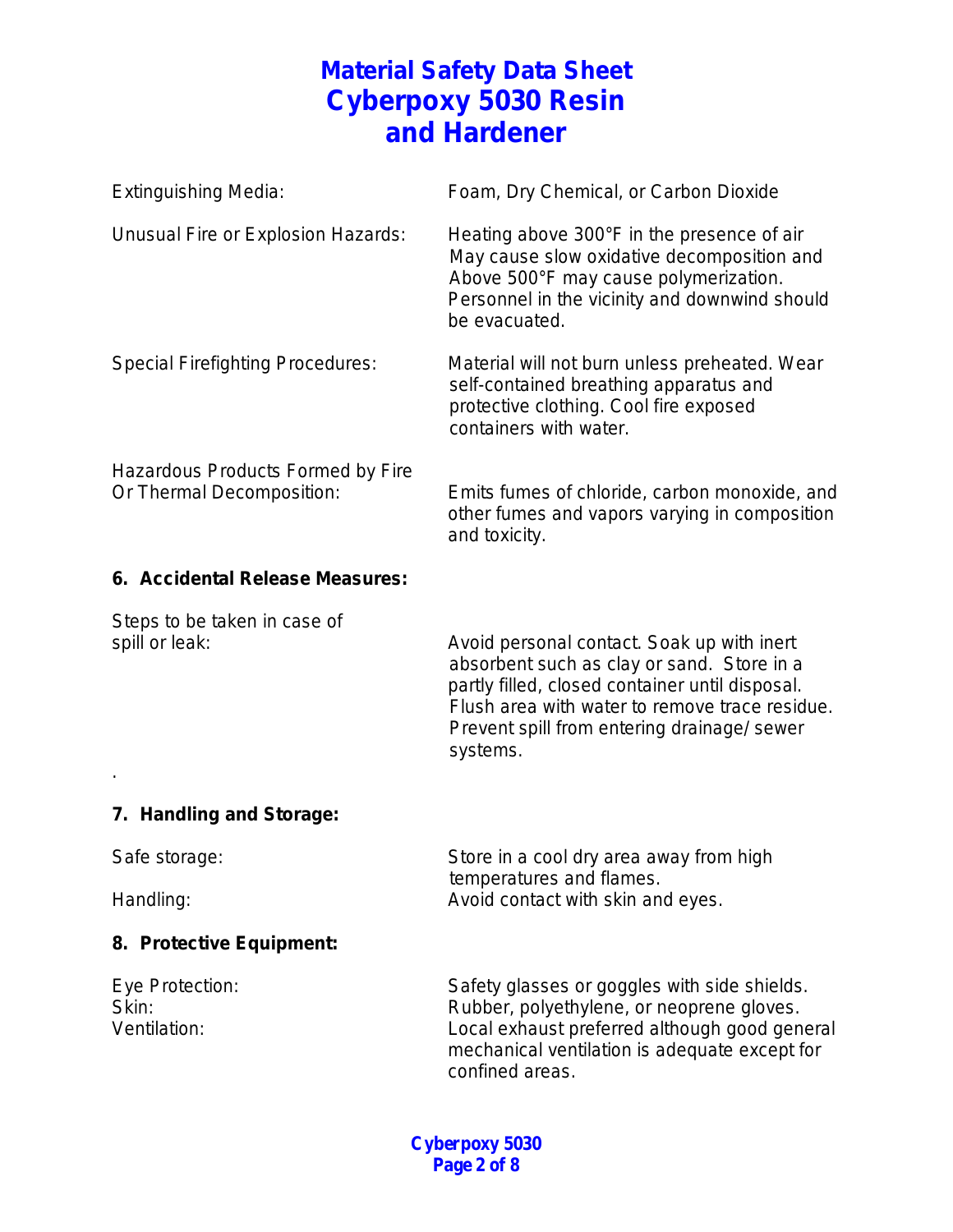# Material Safety Data Sheet Cyberpoxy 5030 Resin and Hardener

| | |
|---|---|
| Extinguishing Media: | Foam, Dry Chemical, or Carbon Dioxide |
| Unusual Fire or Explosion Hazards: | Heating above 300°F in the presence of air May cause slow oxidative decomposition and Above 500°F may cause polymerization. Personnel in the vicinity and downwind should be evacuated. |
| Special Firefighting Procedures: | Material will not burn unless preheated. Wear self-contained breathing apparatus and protective clothing. Cool fire exposed containers with water. |
| Hazardous Products Formed by Fire Or Thermal Decomposition: | Emits fumes of chloride, carbon monoxide, and other fumes and vapors varying in composition and toxicity. |

## 6. Accidental Release Measures:

| | |
|---|---|
| Steps to be taken in case of spill or leak: | Avoid personal contact. Soak up with inert absorbent such as clay or sand. Store in a partly filled, closed container until disposal. Flush area with water to remove trace residue. Prevent spill from entering drainage/ sewer systems. |

.

## 7. Handling and Storage:

| | |
|---|---|
| Safe storage: | Store in a cool dry area away from high temperatures and flames. |
| Handling: | Avoid contact with skin and eyes. |

## 8. Protective Equipment:

| | |
|---|---|
| Eye Protection: | Safety glasses or goggles with side shields. |
| Skin: | Rubber, polyethylene, or neoprene gloves. |
| Ventilation: | Local exhaust preferred although good general mechanical ventilation is adequate except for confined areas. |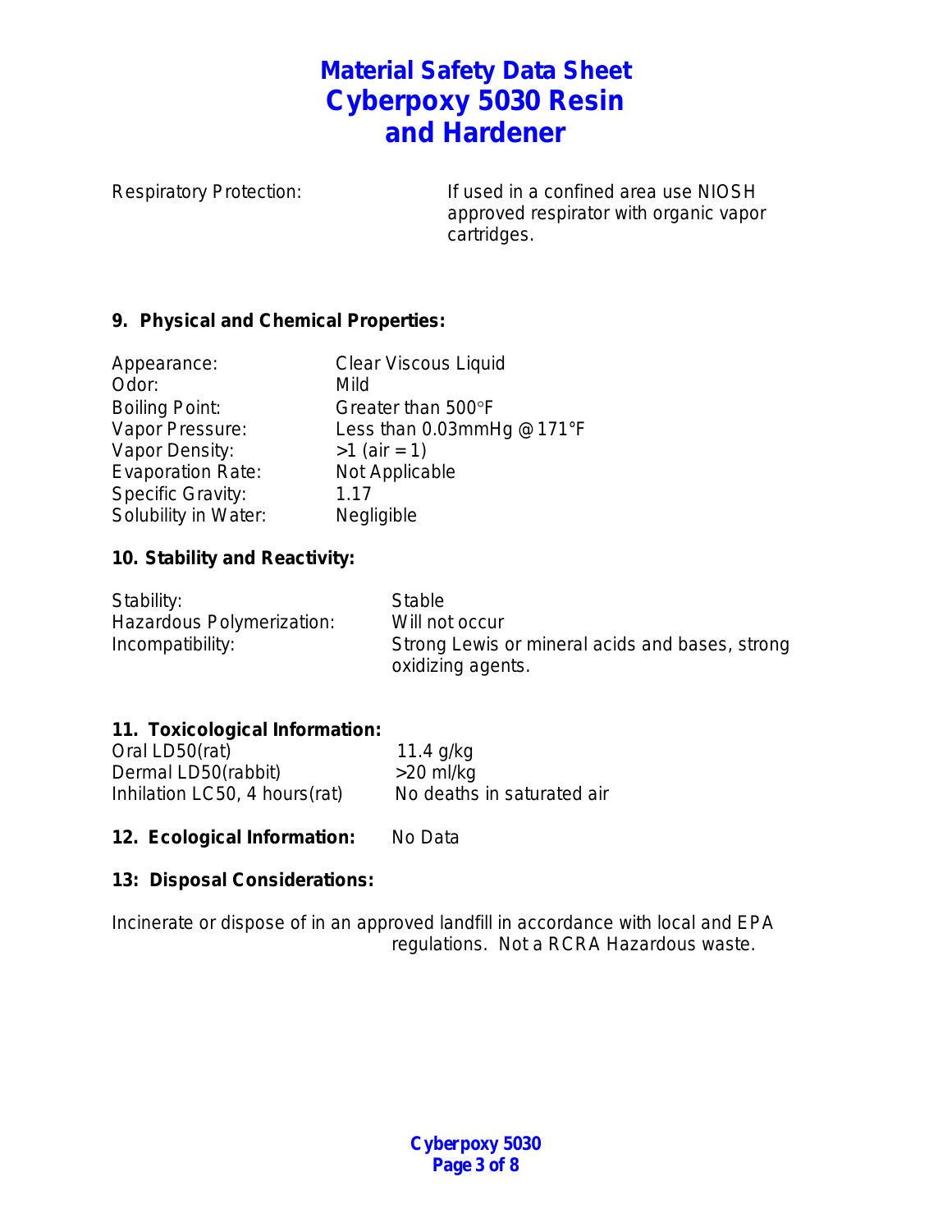Respiratory Protection: If used in a confined area use NIOSH approved respirator with organic vapor cartridges.

## 9. Physical and Chemical Properties:

| | |
|---|---|
| Appearance: | Clear Viscous Liquid |
| Odor: | Mild |
| Boiling Point: | Greater than 500°F |
| Vapor Pressure: | Less than 0.03mmHg @ 171°F |
| Vapor Density: | >1 (air = 1) |
| Evaporation Rate: | Not Applicable |
| Specific Gravity: | 1.17 |
| Solubility in Water: | Negligible |

## 10. Stability and Reactivity:

| | |
|---|---|
| Stability: | Stable |
| Hazardous Polymerization: | Will not occur |
| Incompatibility: | Strong Lewis or mineral acids and bases, strong oxidizing agents. |

## 11. Toxicological Information:

| | |
|---|---|
| Oral LD50(rat) | 11.4 g/kg |
| Dermal LD50(rabbit) | >20 ml/kg |
| Inhilation LC50, 4 hours(rat) | No deaths in saturated air |

## 12. Ecological Information: No Data

## 13: Disposal Considerations:

Incinerate or dispose of in an approved landfill in accordance with local and EPA regulations. Not a RCRA Hazardous waste.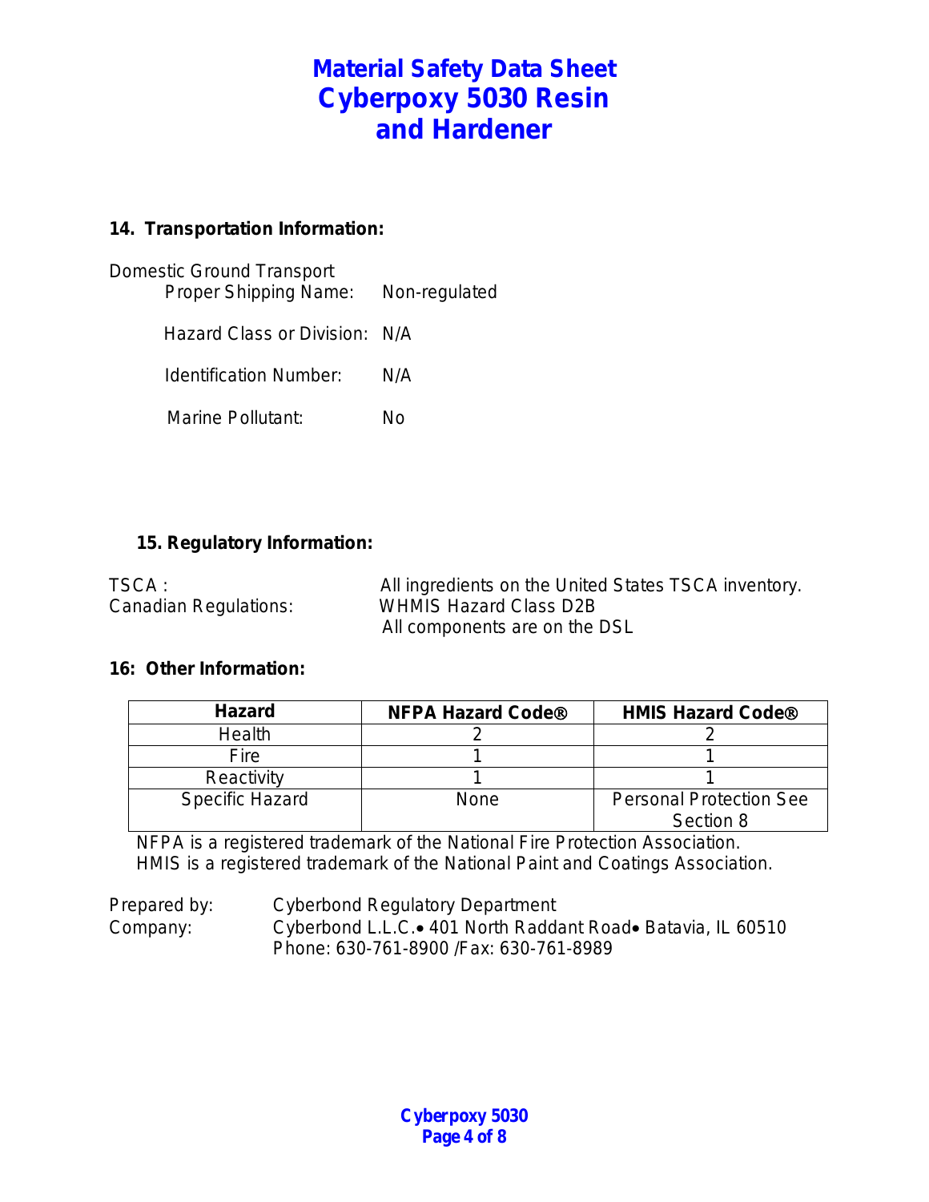## 14. Transportation Information:

Domestic Ground Transport

Proper Shipping Name: Non-regulated

Hazard Class or Division: N/A

Identification Number: N/A

Marine Pollutant: No

## 15. Regulatory Information:

TSCA : All ingredients on the United States TSCA inventory.

Canadian Regulations: WHMIS Hazard Class D2B
All components are on the DSL

## 16: Other Information:

| Hazard | NFPA Hazard Code® | HMIS Hazard Code® |
|---|---|---|
| Health | 2 | 2 |
| Fire | 1 | 1 |
| Reactivity | 1 | 1 |
| Specific Hazard | None | Personal Protection See Section 8 |

NFPA is a registered trademark of the National Fire Protection Association.
HMIS is a registered trademark of the National Paint and Coatings Association.

Prepared by: Cyberbond Regulatory Department

Company: Cyberbond L.L.C.• 401 North Raddant Road• Batavia, IL 60510
Phone: 630-761-8900 /Fax: 630-761-8989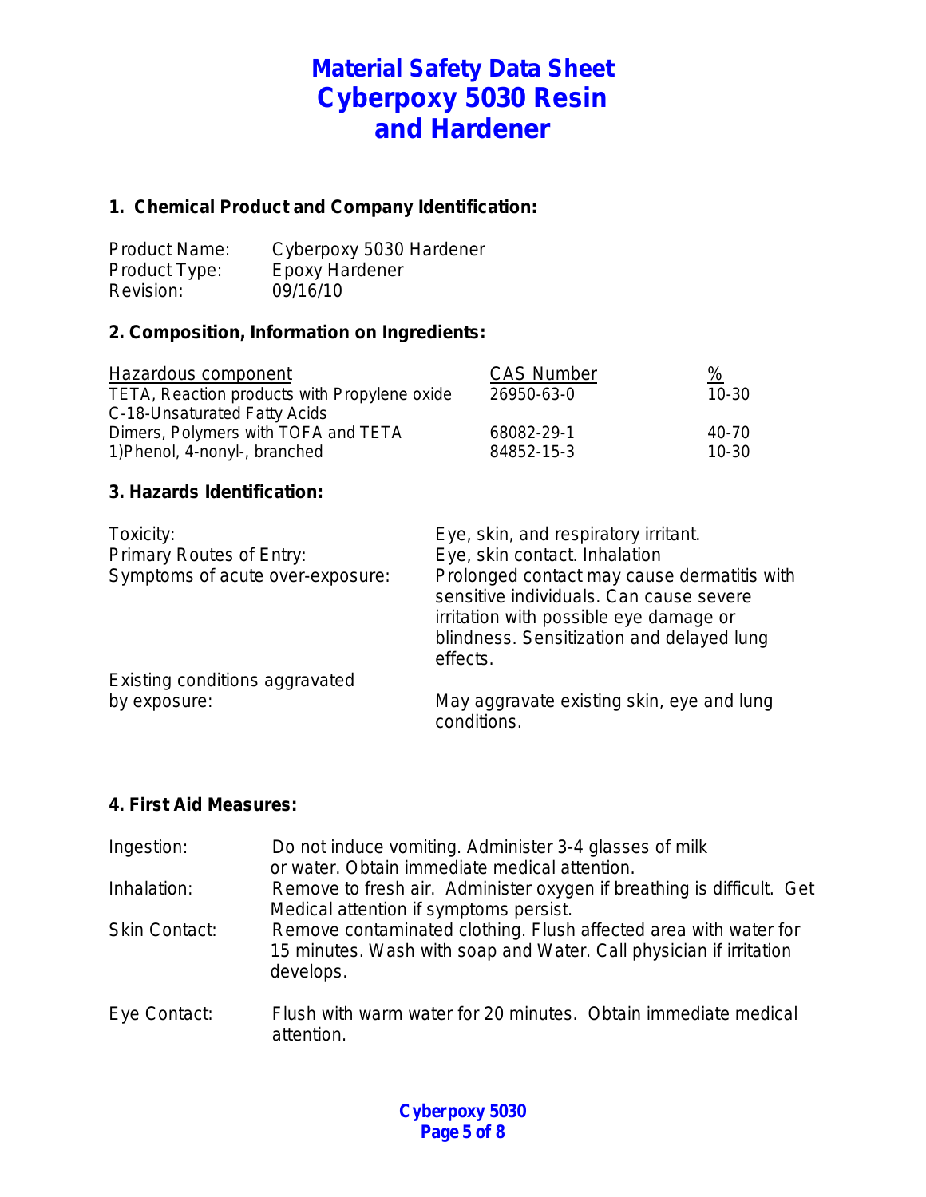# Material Safety Data Sheet
# Cyberpoxy 5030 Resin and Hardener

## 1. Chemical Product and Company Identification:

| | |
|---|---|
| Product Name: | Cyberpoxy 5030 Hardener |
| Product Type: | Epoxy Hardener |
| Revision: | 09/16/10 |

## 2. Composition, Information on Ingredients:

| Hazardous component | CAS Number | % |
|---|---|---|
| TETA, Reaction products with Propylene oxide | 26950-63-0 | 10-30 |
| C-18-Unsaturated Fatty Acids Dimers, Polymers with TOFA and TETA | 68082-29-1 | 40-70 |
| 1)Phenol, 4-nonyl-, branched | 84852-15-3 | 10-30 |

## 3. Hazards Identification:

| | |
|---|---|
| Toxicity: | Eye, skin, and respiratory irritant. |
| Primary Routes of Entry: | Eye, skin contact. Inhalation |
| Symptoms of acute over-exposure: | Prolonged contact may cause dermatitis with sensitive individuals. Can cause severe irritation with possible eye damage or blindness. Sensitization and delayed lung effects. |
| Existing conditions aggravated by exposure: | May aggravate existing skin, eye and lung conditions. |

## 4. First Aid Measures:

| | |
|---|---|
| Ingestion: | Do not induce vomiting. Administer 3-4 glasses of milk or water. Obtain immediate medical attention. |
| Inhalation: | Remove to fresh air. Administer oxygen if breathing is difficult. Get Medical attention if symptoms persist. |
| Skin Contact: | Remove contaminated clothing. Flush affected area with water for 15 minutes. Wash with soap and Water. Call physician if irritation develops. |
| Eye Contact: | Flush with warm water for 20 minutes. Obtain immediate medical attention. |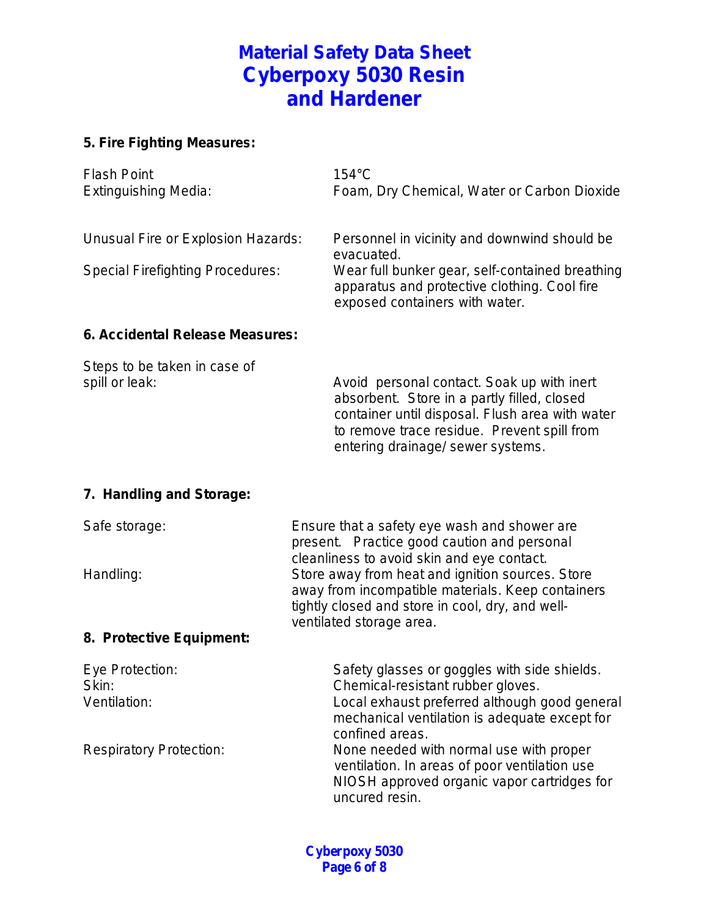# Material Safety Data Sheet Cyberpoxy 5030 Resin and Hardener

## 5. Fire Fighting Measures:

| | |
|---|---|
| Flash Point | 154°C |
| Extinguishing Media: | Foam, Dry Chemical, Water or Carbon Dioxide |
| Unusual Fire or Explosion Hazards: | Personnel in vicinity and downwind should be evacuated. |
| Special Firefighting Procedures: | Wear full bunker gear, self-contained breathing apparatus and protective clothing. Cool fire exposed containers with water. |

## 6. Accidental Release Measures:

| | |
|---|---|
| Steps to be taken in case of spill or leak: | Avoid personal contact. Soak up with inert absorbent. Store in a partly filled, closed container until disposal. Flush area with water to remove trace residue. Prevent spill from entering drainage/ sewer systems. |

## 7. Handling and Storage:

| | |
|---|---|
| Safe storage: | Ensure that a safety eye wash and shower are present. Practice good caution and personal cleanliness to avoid skin and eye contact. |
| Handling: | Store away from heat and ignition sources. Store away from incompatible materials. Keep containers tightly closed and store in cool, dry, and well-ventilated storage area. |

## 8. Protective Equipment:

| | |
|---|---|
| Eye Protection: | Safety glasses or goggles with side shields. |
| Skin: | Chemical-resistant rubber gloves. |
| Ventilation: | Local exhaust preferred although good general mechanical ventilation is adequate except for confined areas. |
| Respiratory Protection: | None needed with normal use with proper ventilation. In areas of poor ventilation use NIOSH approved organic vapor cartridges for uncured resin. |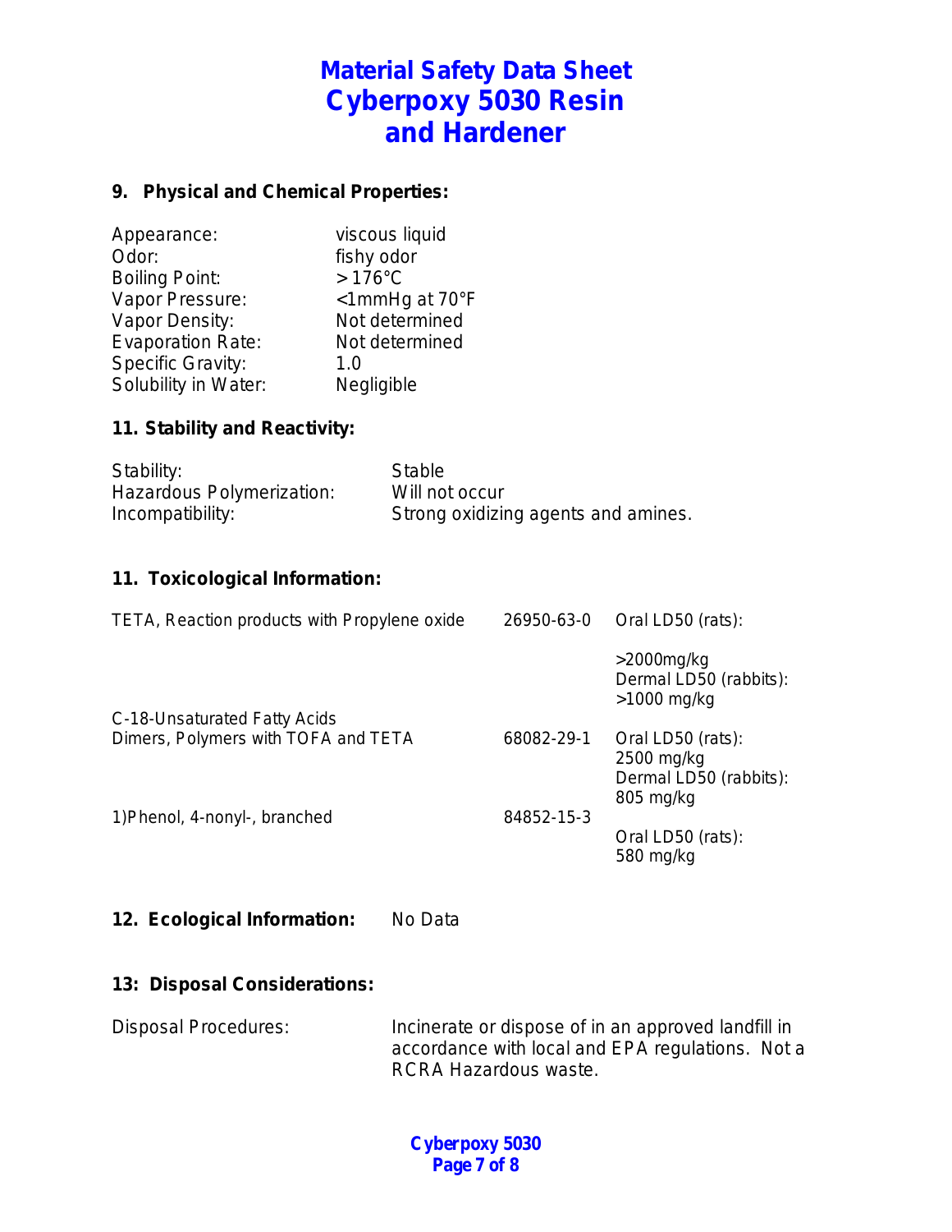# Material Safety Data Sheet
# Cyberpoxy 5030 Resin and Hardener

## 9. Physical and Chemical Properties:

| | |
|---|---|
| Appearance: | viscous liquid |
| Odor: | fishy odor |
| Boiling Point: | > 176°C |
| Vapor Pressure: | <1mmHg at 70°F |
| Vapor Density: | Not determined |
| Evaporation Rate: | Not determined |
| Specific Gravity: | 1.0 |
| Solubility in Water: | Negligible |

## 11. Stability and Reactivity:

| | |
|---|---|
| Stability: | Stable |
| Hazardous Polymerization: | Will not occur |
| Incompatibility: | Strong oxidizing agents and amines. |

## 11. Toxicological Information:

| | | |
|---|---|---|
| TETA, Reaction products with Propylene oxide | 26950-63-0 | Oral LD50 (rats): >2000mg/kg<br>Dermal LD50 (rabbits): >1000 mg/kg |
| C-18-Unsaturated Fatty Acids Dimers, Polymers with TOFA and TETA | 68082-29-1 | Oral LD50 (rats): 2500 mg/kg<br>Dermal LD50 (rabbits): 805 mg/kg |
| 1)Phenol, 4-nonyl-, branched | 84852-15-3 | Oral LD50 (rats): 580 mg/kg |

## 12. Ecological Information:

No Data

## 13: Disposal Considerations:

Disposal Procedures: Incinerate or dispose of in an approved landfill in accordance with local and EPA regulations. Not a RCRA Hazardous waste.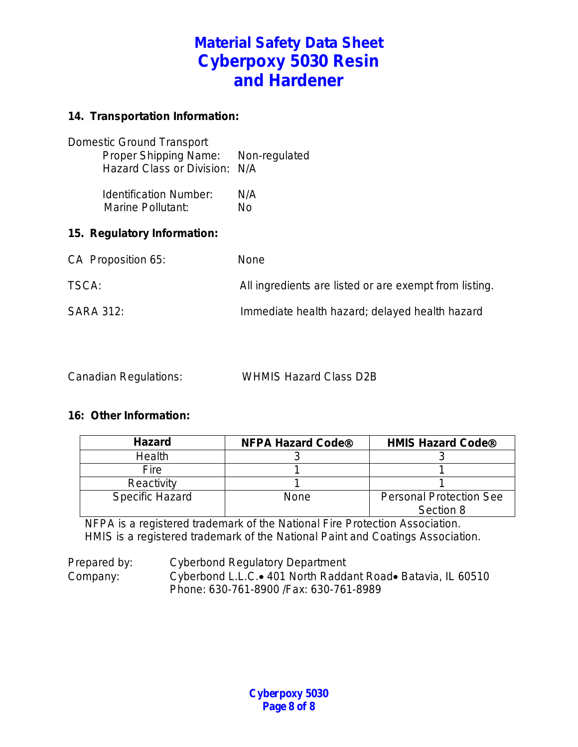# Material Safety Data Sheet
# Cyberpoxy 5030 Resin and Hardener

## 14. Transportation Information:

Domestic Ground Transport
- Proper Shipping Name: Non-regulated
- Hazard Class or Division: N/A
- Identification Number: N/A
- Marine Pollutant: No

## 15. Regulatory Information:

CA Proposition 65: None

TSCA: All ingredients are listed or are exempt from listing.

SARA 312: Immediate health hazard; delayed health hazard

Canadian Regulations: WHMIS Hazard Class D2B

## 16: Other Information:

| Hazard | NFPA Hazard Code® | HMIS Hazard Code® |
|---|---|---|
| Health | 3 | 3 |
| Fire | 1 | 1 |
| Reactivity | 1 | 1 |
| Specific Hazard | None | Personal Protection See Section 8 |

NFPA is a registered trademark of the National Fire Protection Association.
HMIS is a registered trademark of the National Paint and Coatings Association.

Prepared by: Cyberbond Regulatory Department
Company: Cyberbond L.L.C.• 401 North Raddant Road• Batavia, IL 60510
Phone: 630-761-8900 /Fax: 630-761-8989